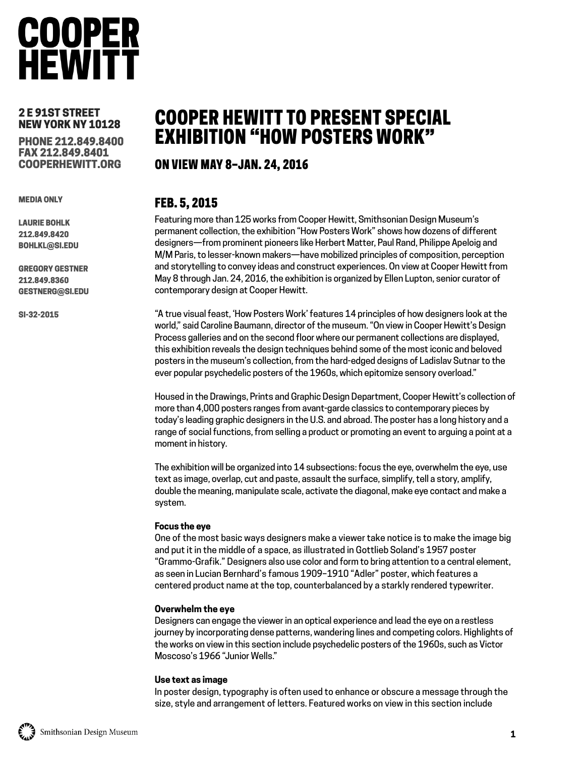# COOPER HEWITT

**2 E 91ST STREET**
**NEW YORK NY 10128**

**PHONE 212.849.8400**
**FAX 212.849.8401**
**COOPERHEWITT.ORG**

**MEDIA ONLY**

**LAURIE BOHLK**
**212.849.8420**
**BOHLKL@SI.EDU**

**GREGORY GESTNER**
**212.849.8360**
**GESTNERG@SI.EDU**

**SI-32-2015**

## COOPER HEWITT TO PRESENT SPECIAL EXHIBITION "HOW POSTERS WORK"

### ON VIEW MAY 8–JAN. 24, 2016

### FEB. 5, 2015

Featuring more than 125 works from Cooper Hewitt, Smithsonian Design Museum's permanent collection, the exhibition "How Posters Work" shows how dozens of different designers—from prominent pioneers like Herbert Matter, Paul Rand, Philippe Apeloig and M/M Paris, to lesser-known makers—have mobilized principles of composition, perception and storytelling to convey ideas and construct experiences. On view at Cooper Hewitt from May 8 through Jan. 24, 2016, the exhibition is organized by Ellen Lupton, senior curator of contemporary design at Cooper Hewitt.

"A true visual feast, 'How Posters Work' features 14 principles of how designers look at the world," said Caroline Baumann, director of the museum. "On view in Cooper Hewitt's Design Process galleries and on the second floor where our permanent collections are displayed, this exhibition reveals the design techniques behind some of the most iconic and beloved posters in the museum's collection, from the hard-edged designs of Ladislav Sutnar to the ever popular psychedelic posters of the 1960s, which epitomize sensory overload."

Housed in the Drawings, Prints and Graphic Design Department, Cooper Hewitt's collection of more than 4,000 posters ranges from avant-garde classics to contemporary pieces by today's leading graphic designers in the U.S. and abroad. The poster has a long history and a range of social functions, from selling a product or promoting an event to arguing a point at a moment in history.

The exhibition will be organized into 14 subsections: focus the eye, overwhelm the eye, use text as image, overlap, cut and paste, assault the surface, simplify, tell a story, amplify, double the meaning, manipulate scale, activate the diagonal, make eye contact and make a system.

**Focus the eye**
One of the most basic ways designers make a viewer take notice is to make the image big and put it in the middle of a space, as illustrated in Gottlieb Soland's 1957 poster "Grammo-Grafik." Designers also use color and form to bring attention to a central element, as seen in Lucian Bernhard's famous 1909–1910 "Adler" poster, which features a centered product name at the top, counterbalanced by a starkly rendered typewriter.

**Overwhelm the eye**
Designers can engage the viewer in an optical experience and lead the eye on a restless journey by incorporating dense patterns, wandering lines and competing colors. Highlights of the works on view in this section include psychedelic posters of the 1960s, such as Victor Moscoso's 1966 "Junior Wells."

**Use text as image**
In poster design, typography is often used to enhance or obscure a message through the size, style and arrangement of letters. Featured works on view in this section include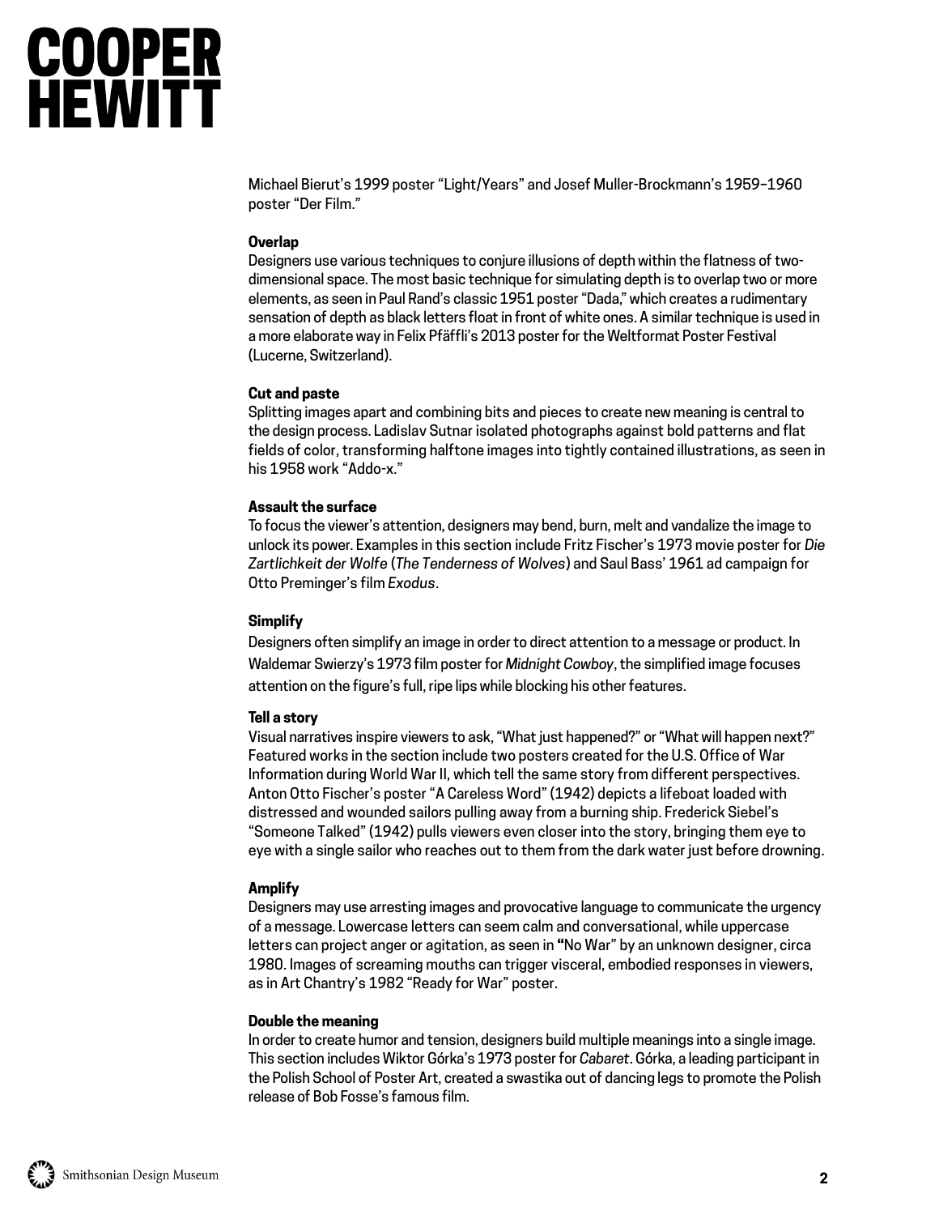Michael Bierut's 1999 poster "Light/Years" and Josef Muller-Brockmann's 1959–1960 poster "Der Film."

**Overlap**
Designers use various techniques to conjure illusions of depth within the flatness of two-dimensional space. The most basic technique for simulating depth is to overlap two or more elements, as seen in Paul Rand's classic 1951 poster "Dada," which creates a rudimentary sensation of depth as black letters float in front of white ones. A similar technique is used in a more elaborate way in Felix Pfäffli's 2013 poster for the Weltformat Poster Festival (Lucerne, Switzerland).

**Cut and paste**
Splitting images apart and combining bits and pieces to create new meaning is central to the design process. Ladislav Sutnar isolated photographs against bold patterns and flat fields of color, transforming halftone images into tightly contained illustrations, as seen in his 1958 work "Addo-x."

**Assault the surface**
To focus the viewer's attention, designers may bend, burn, melt and vandalize the image to unlock its power. Examples in this section include Fritz Fischer's 1973 movie poster for *Die Zartlichkeit der Wolfe* (*The Tenderness of Wolves*) and Saul Bass' 1961 ad campaign for Otto Preminger's film *Exodus*.

**Simplify**
Designers often simplify an image in order to direct attention to a message or product. In Waldemar Swierzy's 1973 film poster for *Midnight Cowboy*, the simplified image focuses attention on the figure's full, ripe lips while blocking his other features.

**Tell a story**
Visual narratives inspire viewers to ask, "What just happened?" or "What will happen next?" Featured works in the section include two posters created for the U.S. Office of War Information during World War II, which tell the same story from different perspectives. Anton Otto Fischer's poster "A Careless Word" (1942) depicts a lifeboat loaded with distressed and wounded sailors pulling away from a burning ship. Frederick Siebel's "Someone Talked" (1942) pulls viewers even closer into the story, bringing them eye to eye with a single sailor who reaches out to them from the dark water just before drowning.

**Amplify**
Designers may use arresting images and provocative language to communicate the urgency of a message. Lowercase letters can seem calm and conversational, while uppercase letters can project anger or agitation, as seen in "No War" by an unknown designer, circa 1980. Images of screaming mouths can trigger visceral, embodied responses in viewers, as in Art Chantry's 1982 "Ready for War" poster.

**Double the meaning**
In order to create humor and tension, designers build multiple meanings into a single image. This section includes Wiktor Górka's 1973 poster for *Cabaret*. Górka, a leading participant in the Polish School of Poster Art, created a swastika out of dancing legs to promote the Polish release of Bob Fosse's famous film.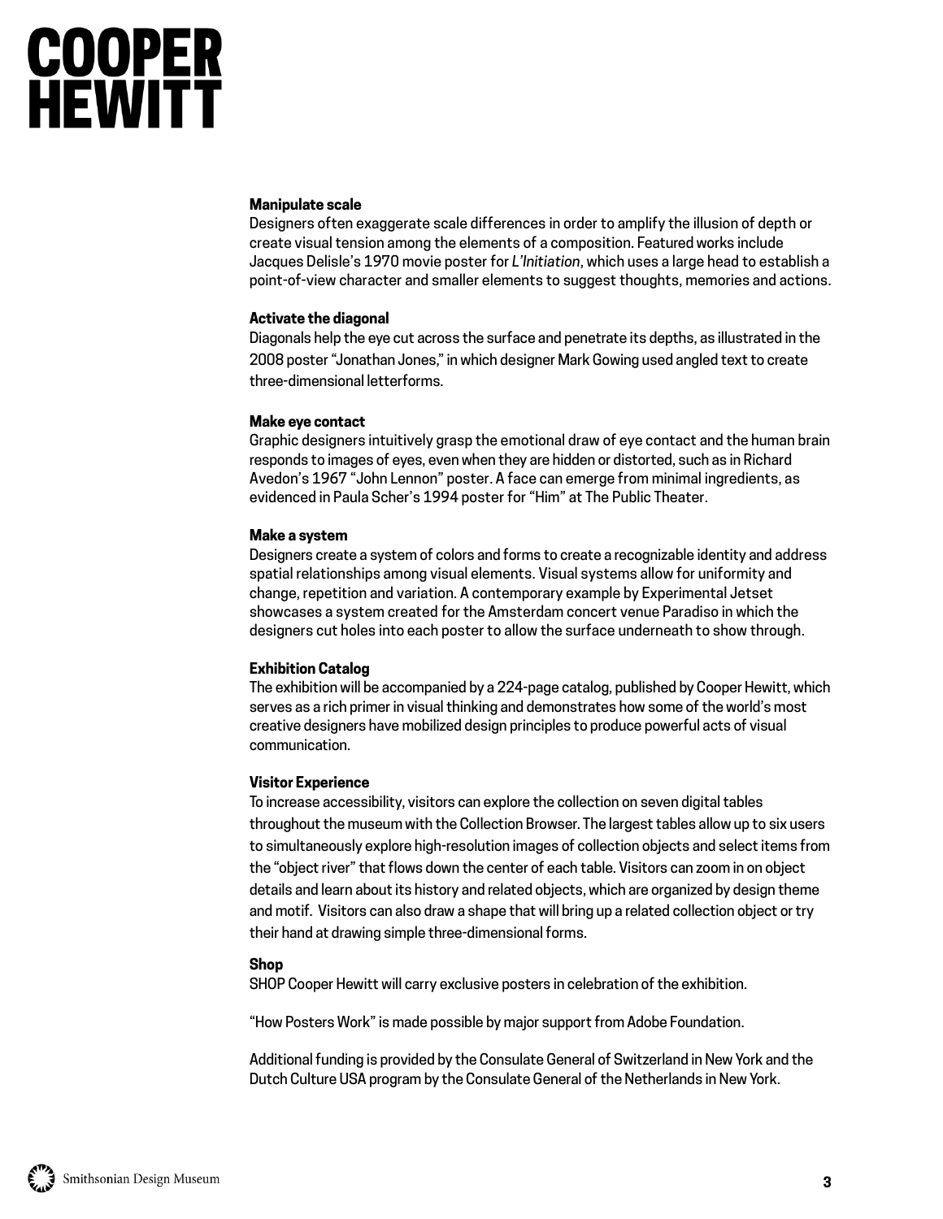**Manipulate scale**
Designers often exaggerate scale differences in order to amplify the illusion of depth or create visual tension among the elements of a composition. Featured works include Jacques Delisle's 1970 movie poster for *L'Initiation*, which uses a large head to establish a point-of-view character and smaller elements to suggest thoughts, memories and actions.

**Activate the diagonal**
Diagonals help the eye cut across the surface and penetrate its depths, as illustrated in the 2008 poster "Jonathan Jones," in which designer Mark Gowing used angled text to create three-dimensional letterforms.

**Make eye contact**
Graphic designers intuitively grasp the emotional draw of eye contact and the human brain responds to images of eyes, even when they are hidden or distorted, such as in Richard Avedon's 1967 "John Lennon" poster. A face can emerge from minimal ingredients, as evidenced in Paula Scher's 1994 poster for "Him" at The Public Theater.

**Make a system**
Designers create a system of colors and forms to create a recognizable identity and address spatial relationships among visual elements. Visual systems allow for uniformity and change, repetition and variation. A contemporary example by Experimental Jetset showcases a system created for the Amsterdam concert venue Paradiso in which the designers cut holes into each poster to allow the surface underneath to show through.

**Exhibition Catalog**
The exhibition will be accompanied by a 224-page catalog, published by Cooper Hewitt, which serves as a rich primer in visual thinking and demonstrates how some of the world's most creative designers have mobilized design principles to produce powerful acts of visual communication.

**Visitor Experience**
To increase accessibility, visitors can explore the collection on seven digital tables throughout the museum with the Collection Browser. The largest tables allow up to six users to simultaneously explore high-resolution images of collection objects and select items from the "object river" that flows down the center of each table. Visitors can zoom in on object details and learn about its history and related objects, which are organized by design theme and motif. Visitors can also draw a shape that will bring up a related collection object or try their hand at drawing simple three-dimensional forms.

**Shop**
SHOP Cooper Hewitt will carry exclusive posters in celebration of the exhibition.

"How Posters Work" is made possible by major support from Adobe Foundation.

Additional funding is provided by the Consulate General of Switzerland in New York and the Dutch Culture USA program by the Consulate General of the Netherlands in New York.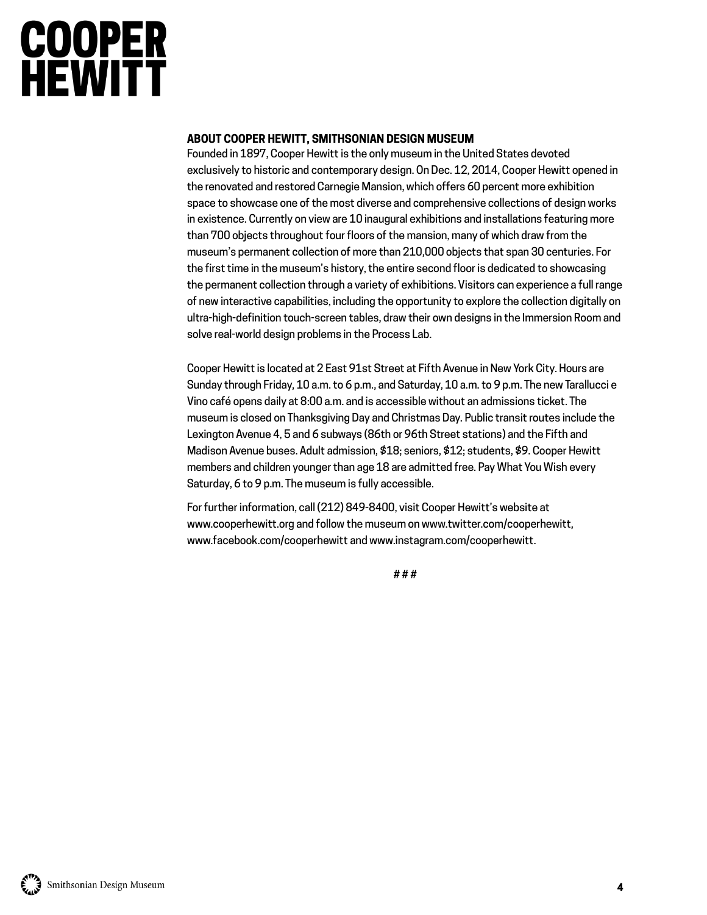## ABOUT COOPER HEWITT, SMITHSONIAN DESIGN MUSEUM

Founded in 1897, Cooper Hewitt is the only museum in the United States devoted exclusively to historic and contemporary design. On Dec. 12, 2014, Cooper Hewitt opened in the renovated and restored Carnegie Mansion, which offers 60 percent more exhibition space to showcase one of the most diverse and comprehensive collections of design works in existence. Currently on view are 10 inaugural exhibitions and installations featuring more than 700 objects throughout four floors of the mansion, many of which draw from the museum's permanent collection of more than 210,000 objects that span 30 centuries. For the first time in the museum's history, the entire second floor is dedicated to showcasing the permanent collection through a variety of exhibitions. Visitors can experience a full range of new interactive capabilities, including the opportunity to explore the collection digitally on ultra-high-definition touch-screen tables, draw their own designs in the Immersion Room and solve real-world design problems in the Process Lab.

Cooper Hewitt is located at 2 East 91st Street at Fifth Avenue in New York City. Hours are Sunday through Friday, 10 a.m. to 6 p.m., and Saturday, 10 a.m. to 9 p.m. The new Tarallucci e Vino café opens daily at 8:00 a.m. and is accessible without an admissions ticket. The museum is closed on Thanksgiving Day and Christmas Day. Public transit routes include the Lexington Avenue 4, 5 and 6 subways (86th or 96th Street stations) and the Fifth and Madison Avenue buses. Adult admission, $18; seniors, $12; students, $9. Cooper Hewitt members and children younger than age 18 are admitted free. Pay What You Wish every Saturday, 6 to 9 p.m. The museum is fully accessible.

For further information, call (212) 849-8400, visit Cooper Hewitt's website at www.cooperhewitt.org and follow the museum on www.twitter.com/cooperhewitt, www.facebook.com/cooperhewitt and www.instagram.com/cooperhewitt.

# # #